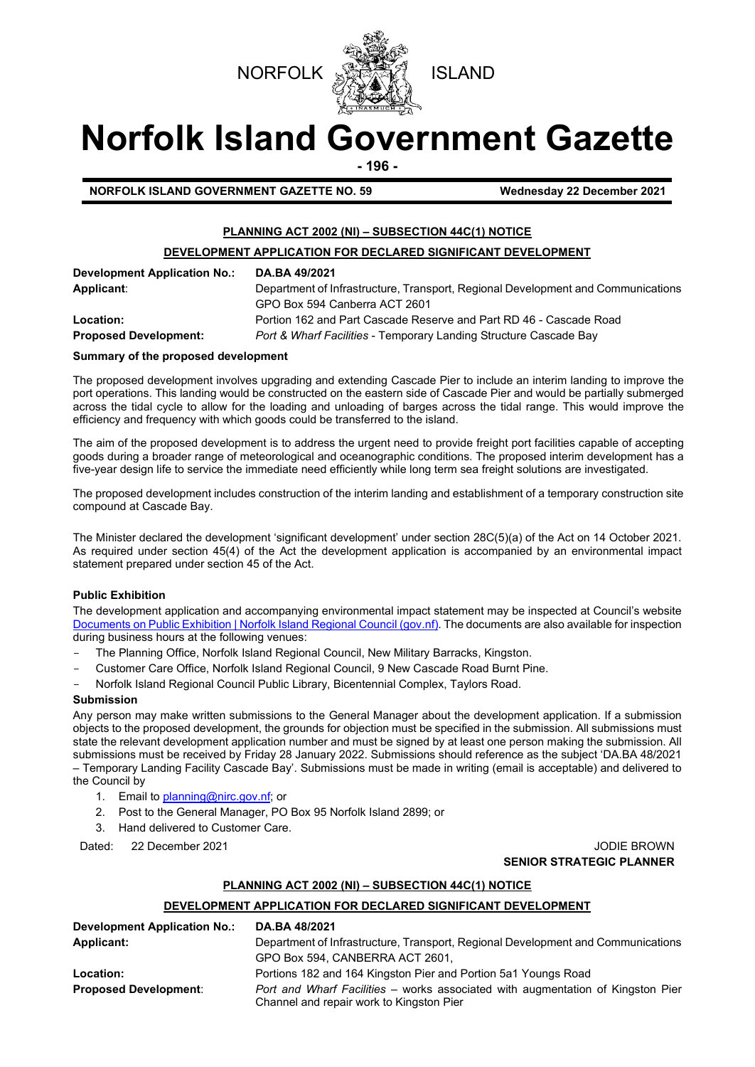NORFOLK ISLAND

# Norfolk Island Government Gazette

**NORFOLK ISLAND GOVERNMENT GAZETTE NO. 59** **Wednesday 22 December 2021**

## PLANNING ACT 2002 (NI) – SUBSECTION 44C(1) NOTICE

### DEVELOPMENT APPLICATION FOR DECLARED SIGNIFICANT DEVELOPMENT

| | |
|---|---|
| **Development Application No.:** | **DA.BA 49/2021** |
| **Applicant**: | Department of Infrastructure, Transport, Regional Development and Communications GPO Box 594 Canberra ACT 2601 |
| **Location:** | Portion 162 and Part Cascade Reserve and Part RD 46 - Cascade Road |
| **Proposed Development:** | *Port & Wharf Facilities* - Temporary Landing Structure Cascade Bay |

**Summary of the proposed development**

The proposed development involves upgrading and extending Cascade Pier to include an interim landing to improve the port operations. This landing would be constructed on the eastern side of Cascade Pier and would be partially submerged across the tidal cycle to allow for the loading and unloading of barges across the tidal range. This would improve the efficiency and frequency with which goods could be transferred to the island.

The aim of the proposed development is to address the urgent need to provide freight port facilities capable of accepting goods during a broader range of meteorological and oceanographic conditions. The proposed interim development has a five-year design life to service the immediate need efficiently while long term sea freight solutions are investigated.

The proposed development includes construction of the interim landing and establishment of a temporary construction site compound at Cascade Bay.

The Minister declared the development 'significant development' under section 28C(5)(a) of the Act on 14 October 2021. As required under section 45(4) of the Act the development application is accompanied by an environmental impact statement prepared under section 45 of the Act.

**Public Exhibition**

The development application and accompanying environmental impact statement may be inspected at Council's website [Documents on Public Exhibition | Norfolk Island Regional Council (gov.nf)](Documents on Public Exhibition | Norfolk Island Regional Council (gov.nf)). The documents are also available for inspection during business hours at the following venues:

- The Planning Office, Norfolk Island Regional Council, New Military Barracks, Kingston.
- Customer Care Office, Norfolk Island Regional Council, 9 New Cascade Road Burnt Pine.
- Norfolk Island Regional Council Public Library, Bicentennial Complex, Taylors Road.

**Submission**

Any person may make written submissions to the General Manager about the development application. If a submission objects to the proposed development, the grounds for objection must be specified in the submission. All submissions must state the relevant development application number and must be signed by at least one person making the submission. All submissions must be received by Friday 28 January 2022. Submissions should reference as the subject 'DA.BA 48/2021 – Temporary Landing Facility Cascade Bay'. Submissions must be made in writing (email is acceptable) and delivered to the Council by

1. Email to planning@nirc.gov.nf; or
2. Post to the General Manager, PO Box 95 Norfolk Island 2899; or
3. Hand delivered to Customer Care.

Dated: 22 December 2021

JODIE BROWN
**SENIOR STRATEGIC PLANNER**

## PLANNING ACT 2002 (NI) – SUBSECTION 44C(1) NOTICE

### DEVELOPMENT APPLICATION FOR DECLARED SIGNIFICANT DEVELOPMENT

| | |
|---|---|
| **Development Application No.:** | **DA.BA 48/2021** |
| **Applicant:** | Department of Infrastructure, Transport, Regional Development and Communications GPO Box 594, CANBERRA ACT 2601, |
| **Location:** | Portions 182 and 164 Kingston Pier and Portion 5a1 Youngs Road |
| **Proposed Development**: | *Port and Wharf Facilities* – works associated with augmentation of Kingston Pier Channel and repair work to Kingston Pier |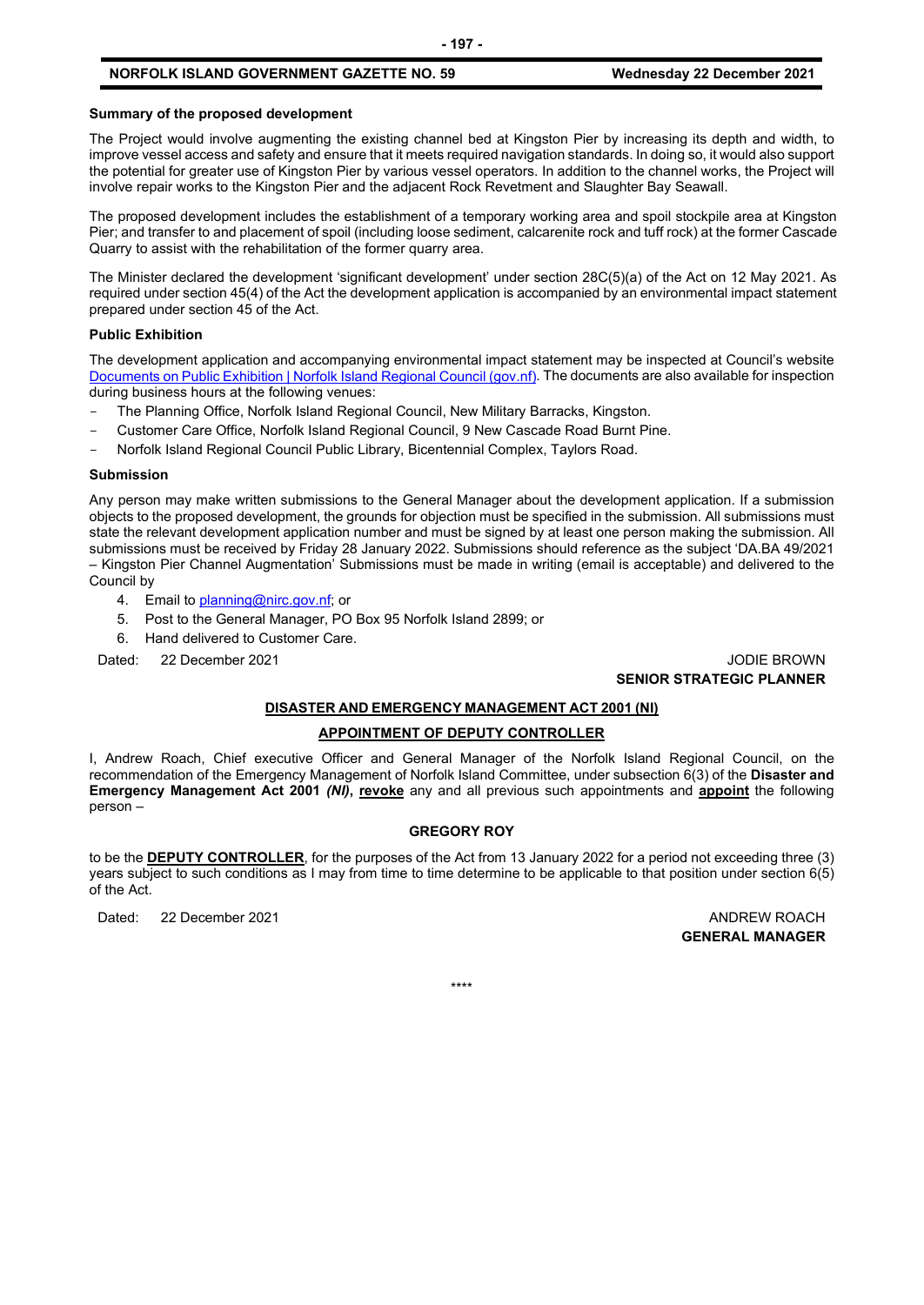**Summary of the proposed development**

The Project would involve augmenting the existing channel bed at Kingston Pier by increasing its depth and width, to improve vessel access and safety and ensure that it meets required navigation standards. In doing so, it would also support the potential for greater use of Kingston Pier by various vessel operators. In addition to the channel works, the Project will involve repair works to the Kingston Pier and the adjacent Rock Revetment and Slaughter Bay Seawall.

The proposed development includes the establishment of a temporary working area and spoil stockpile area at Kingston Pier; and transfer to and placement of spoil (including loose sediment, calcarenite rock and tuff rock) at the former Cascade Quarry to assist with the rehabilitation of the former quarry area.

The Minister declared the development 'significant development' under section 28C(5)(a) of the Act on 12 May 2021. As required under section 45(4) of the Act the development application is accompanied by an environmental impact statement prepared under section 45 of the Act.

**Public Exhibition**

The development application and accompanying environmental impact statement may be inspected at Council's website [Documents on Public Exhibition | Norfolk Island Regional Council (gov.nf)](). The documents are also available for inspection during business hours at the following venues:

- The Planning Office, Norfolk Island Regional Council, New Military Barracks, Kingston.
- Customer Care Office, Norfolk Island Regional Council, 9 New Cascade Road Burnt Pine.
- Norfolk Island Regional Council Public Library, Bicentennial Complex, Taylors Road.

**Submission**

Any person may make written submissions to the General Manager about the development application. If a submission objects to the proposed development, the grounds for objection must be specified in the submission. All submissions must state the relevant development application number and must be signed by at least one person making the submission. All submissions must be received by Friday 28 January 2022. Submissions should reference as the subject 'DA.BA 49/2021 – Kingston Pier Channel Augmentation' Submissions must be made in writing (email is acceptable) and delivered to the Council by

4. Email to planning@nirc.gov.nf; or
5. Post to the General Manager, PO Box 95 Norfolk Island 2899; or
6. Hand delivered to Customer Care.

Dated: 22 December 2021

JODIE BROWN
**SENIOR STRATEGIC PLANNER**

**DISASTER AND EMERGENCY MANAGEMENT ACT 2001 (NI)**

**APPOINTMENT OF DEPUTY CONTROLLER**

I, Andrew Roach, Chief executive Officer and General Manager of the Norfolk Island Regional Council, on the recommendation of the Emergency Management of Norfolk Island Committee, under subsection 6(3) of the **Disaster and Emergency Management Act 2001** ***(NI)***, **revoke** any and all previous such appointments and **appoint** the following person –

**GREGORY ROY**

to be the **DEPUTY CONTROLLER**, for the purposes of the Act from 13 January 2022 for a period not exceeding three (3) years subject to such conditions as I may from time to time determine to be applicable to that position under section 6(5) of the Act.

Dated: 22 December 2021

ANDREW ROACH
**GENERAL MANAGER**

\*\*\*\*